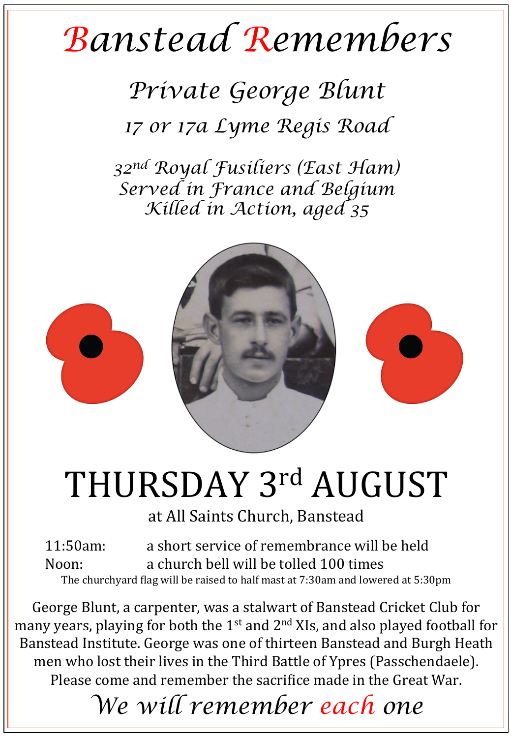# Banstead Remembers

## *Private George Blunt*

*17 or 17a Lyme Regis Road*

*32nd Royal Fusiliers (East Ham)*
*Served in France and Belgium*
*Killed in Action, aged 35*

# THURSDAY 3rd AUGUST

at All Saints Church, Banstead

11:50am: a short service of remembrance will be held
Noon: a church bell will be tolled 100 times

The churchyard flag will be raised to half mast at 7:30am and lowered at 5:30pm

George Blunt, a carpenter, was a stalwart of Banstead Cricket Club for many years, playing for both the 1st and 2nd XIs, and also played football for Banstead Institute. George was one of thirteen Banstead and Burgh Heath men who lost their lives in the Third Battle of Ypres (Passchendaele). Please come and remember the sacrifice made in the Great War.

*We will remember each one*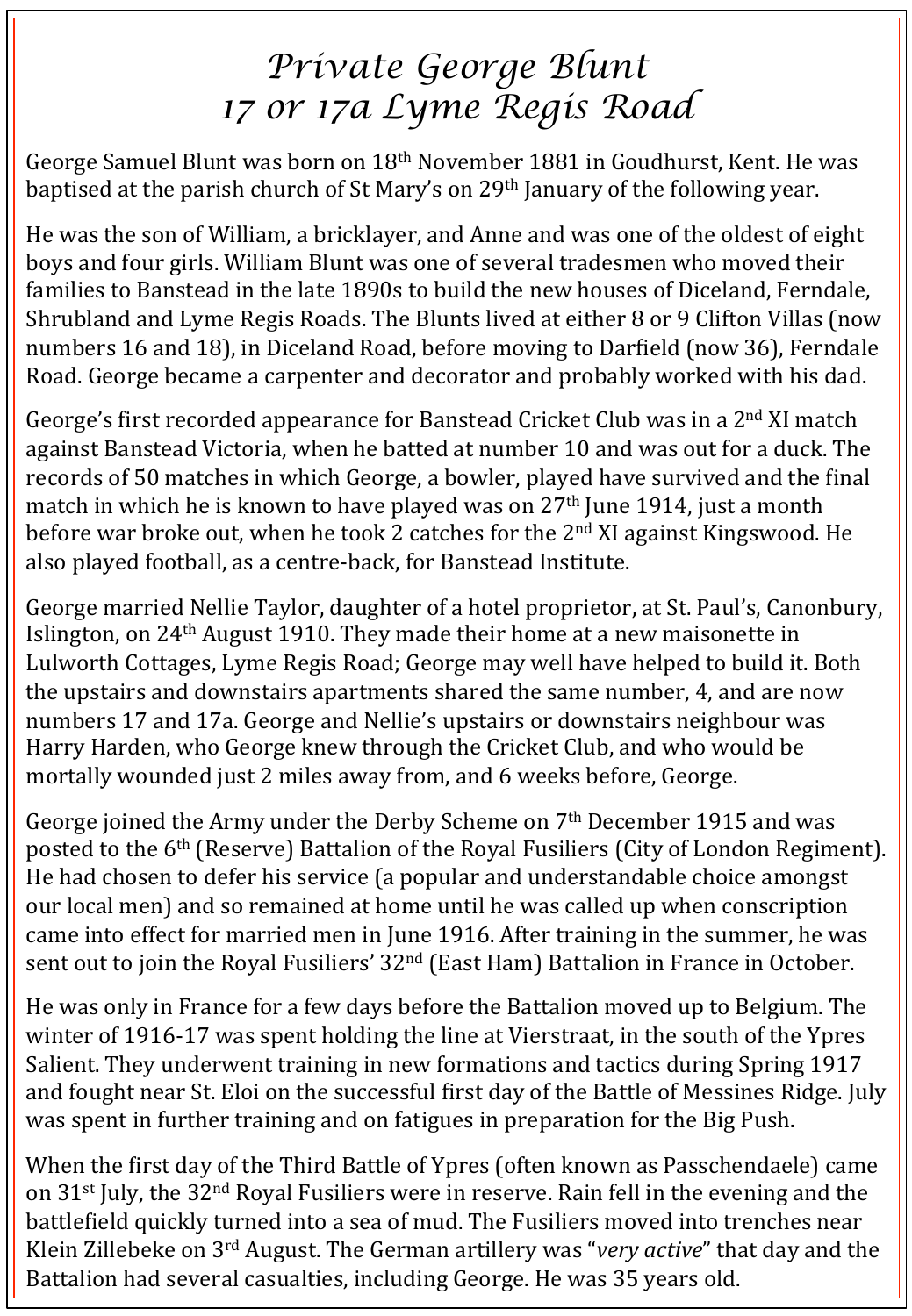# *Private George Blunt*
# *17 or 17a Lyme Regis Road*

George Samuel Blunt was born on 18th November 1881 in Goudhurst, Kent. He was baptised at the parish church of St Mary's on 29th January of the following year.

He was the son of William, a bricklayer, and Anne and was one of the oldest of eight boys and four girls. William Blunt was one of several tradesmen who moved their families to Banstead in the late 1890s to build the new houses of Diceland, Ferndale, Shrubland and Lyme Regis Roads. The Blunts lived at either 8 or 9 Clifton Villas (now numbers 16 and 18), in Diceland Road, before moving to Darfield (now 36), Ferndale Road. George became a carpenter and decorator and probably worked with his dad.

George's first recorded appearance for Banstead Cricket Club was in a 2nd XI match against Banstead Victoria, when he batted at number 10 and was out for a duck. The records of 50 matches in which George, a bowler, played have survived and the final match in which he is known to have played was on 27th June 1914, just a month before war broke out, when he took 2 catches for the 2nd XI against Kingswood. He also played football, as a centre-back, for Banstead Institute.

George married Nellie Taylor, daughter of a hotel proprietor, at St. Paul's, Canonbury, Islington, on 24th August 1910. They made their home at a new maisonette in Lulworth Cottages, Lyme Regis Road; George may well have helped to build it. Both the upstairs and downstairs apartments shared the same number, 4, and are now numbers 17 and 17a. George and Nellie's upstairs or downstairs neighbour was Harry Harden, who George knew through the Cricket Club, and who would be mortally wounded just 2 miles away from, and 6 weeks before, George.

George joined the Army under the Derby Scheme on 7th December 1915 and was posted to the 6th (Reserve) Battalion of the Royal Fusiliers (City of London Regiment). He had chosen to defer his service (a popular and understandable choice amongst our local men) and so remained at home until he was called up when conscription came into effect for married men in June 1916. After training in the summer, he was sent out to join the Royal Fusiliers' 32nd (East Ham) Battalion in France in October.

He was only in France for a few days before the Battalion moved up to Belgium. The winter of 1916-17 was spent holding the line at Vierstraat, in the south of the Ypres Salient. They underwent training in new formations and tactics during Spring 1917 and fought near St. Eloi on the successful first day of the Battle of Messines Ridge. July was spent in further training and on fatigues in preparation for the Big Push.

When the first day of the Third Battle of Ypres (often known as Passchendaele) came on 31st July, the 32nd Royal Fusiliers were in reserve. Rain fell in the evening and the battlefield quickly turned into a sea of mud. The Fusiliers moved into trenches near Klein Zillebeke on 3rd August. The German artillery was "*very active*" that day and the Battalion had several casualties, including George. He was 35 years old.